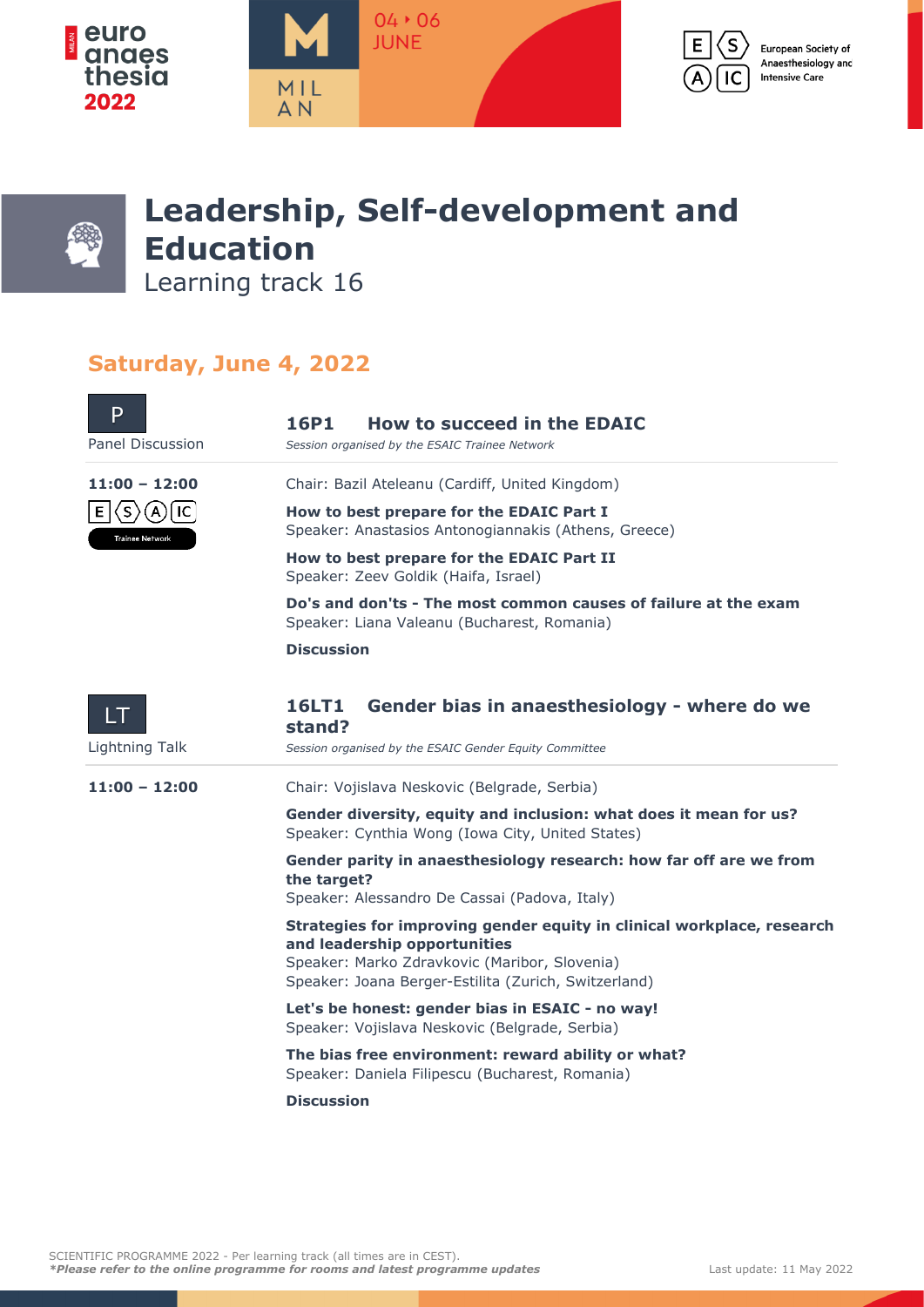# Leadership, Self-development and Education

Learning track 16

## Saturday, June 4, 2022

### 16P1 How to succeed in the EDAIC

Panel Discussion

**11:00 – 12:00**

ESAIC Trainee Network

*Session organised by the ESAIC Trainee Network*

Chair: Bazil Ateleanu (Cardiff, United Kingdom)

**How to best prepare for the EDAIC Part I**
Speaker: Anastasios Antonogiannakis (Athens, Greece)

**How to best prepare for the EDAIC Part II**
Speaker: Zeev Goldik (Haifa, Israel)

**Do's and don'ts - The most common causes of failure at the exam**
Speaker: Liana Valeanu (Bucharest, Romania)

**Discussion**

### 16LT1 Gender bias in anaesthesiology - where do we stand?

Lightning Talk

**11:00 – 12:00**

*Session organised by the ESAIC Gender Equity Committee*

Chair: Vojislava Neskovic (Belgrade, Serbia)

**Gender diversity, equity and inclusion: what does it mean for us?**
Speaker: Cynthia Wong (Iowa City, United States)

**Gender parity in anaesthesiology research: how far off are we from the target?**
Speaker: Alessandro De Cassai (Padova, Italy)

**Strategies for improving gender equity in clinical workplace, research and leadership opportunities**
Speaker: Marko Zdravkovic (Maribor, Slovenia)
Speaker: Joana Berger-Estilita (Zurich, Switzerland)

**Let's be honest: gender bias in ESAIC - no way!**
Speaker: Vojislava Neskovic (Belgrade, Serbia)

**The bias free environment: reward ability or what?**
Speaker: Daniela Filipescu (Bucharest, Romania)

**Discussion**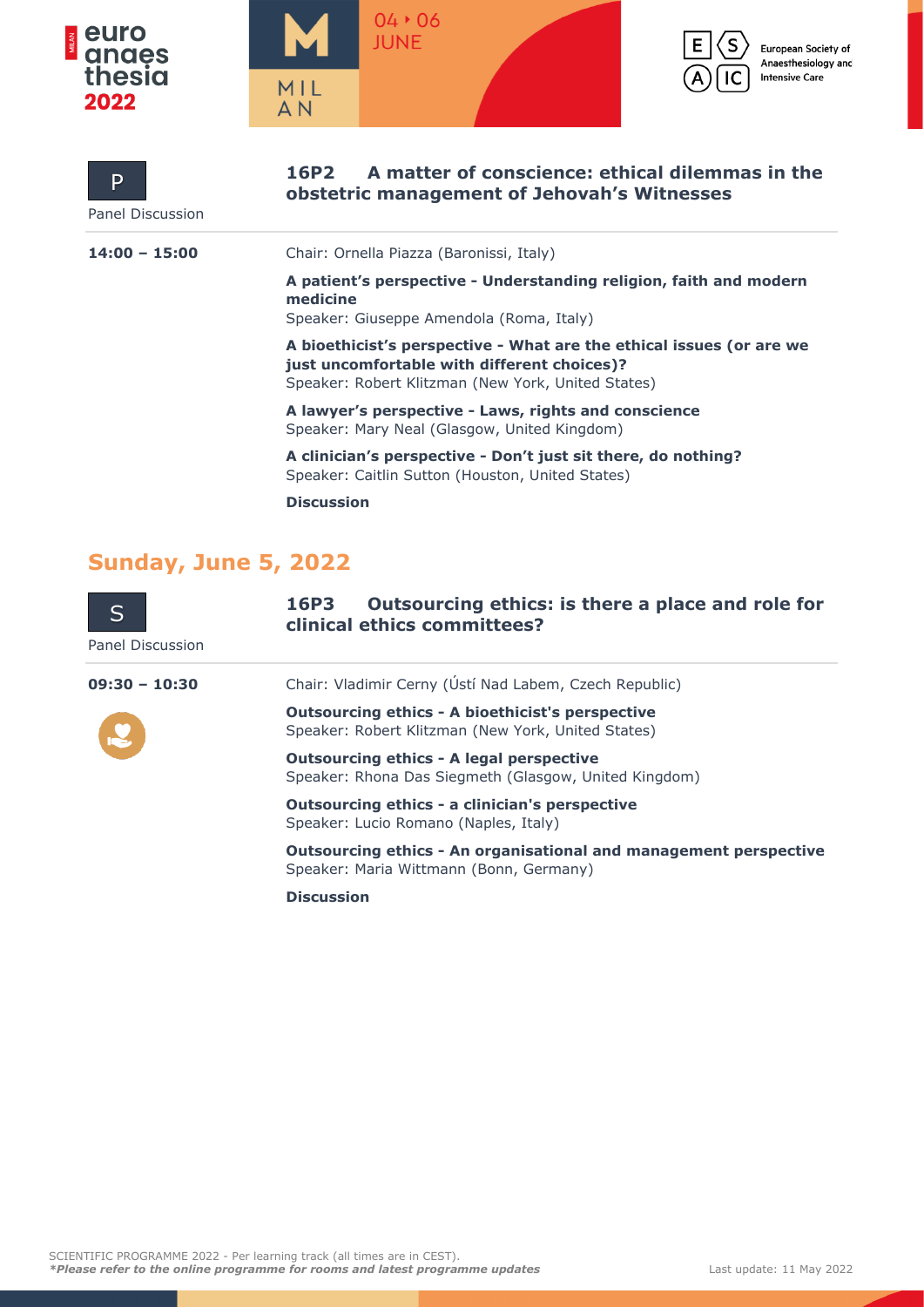P

Panel Discussion

## 16P2 A matter of conscience: ethical dilemmas in the obstetric management of Jehovah's Witnesses

**14:00 – 15:00**

Chair: Ornella Piazza (Baronissi, Italy)

**A patient's perspective - Understanding religion, faith and modern medicine**
Speaker: Giuseppe Amendola (Roma, Italy)

**A bioethicist's perspective - What are the ethical issues (or are we just uncomfortable with different choices)?**
Speaker: Robert Klitzman (New York, United States)

**A lawyer's perspective - Laws, rights and conscience**
Speaker: Mary Neal (Glasgow, United Kingdom)

**A clinician's perspective - Don't just sit there, do nothing?**
Speaker: Caitlin Sutton (Houston, United States)

**Discussion**

# Sunday, June 5, 2022

S

Panel Discussion

## 16P3 Outsourcing ethics: is there a place and role for clinical ethics committees?

**09:30 – 10:30**

Chair: Vladimir Cerny (Ústí Nad Labem, Czech Republic)

**Outsourcing ethics - A bioethicist's perspective**
Speaker: Robert Klitzman (New York, United States)

**Outsourcing ethics - A legal perspective**
Speaker: Rhona Das Siegmeth (Glasgow, United Kingdom)

**Outsourcing ethics - a clinician's perspective**
Speaker: Lucio Romano (Naples, Italy)

**Outsourcing ethics - An organisational and management perspective**
Speaker: Maria Wittmann (Bonn, Germany)

**Discussion**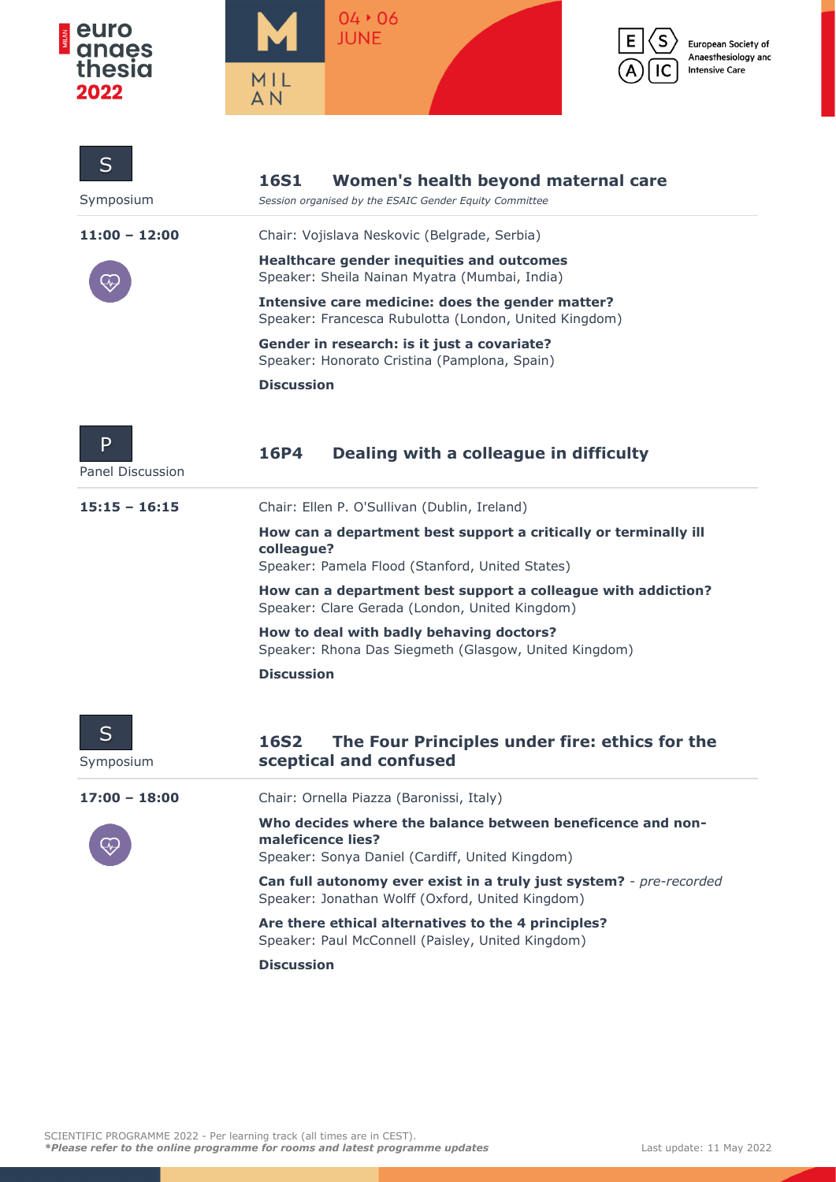S

Symposium

## 16S1 Women's health beyond maternal care

*Session organised by the ESAIC Gender Equity Committee*

**11:00 – 12:00**

Chair: Vojislava Neskovic (Belgrade, Serbia)

**Healthcare gender inequities and outcomes**
Speaker: Sheila Nainan Myatra (Mumbai, India)

**Intensive care medicine: does the gender matter?**
Speaker: Francesca Rubulotta (London, United Kingdom)

**Gender in research: is it just a covariate?**
Speaker: Honorato Cristina (Pamplona, Spain)

**Discussion**

P

Panel Discussion

## 16P4 Dealing with a colleague in difficulty

**15:15 – 16:15**

Chair: Ellen P. O'Sullivan (Dublin, Ireland)

**How can a department best support a critically or terminally ill colleague?**
Speaker: Pamela Flood (Stanford, United States)

**How can a department best support a colleague with addiction?**
Speaker: Clare Gerada (London, United Kingdom)

**How to deal with badly behaving doctors?**
Speaker: Rhona Das Siegmeth (Glasgow, United Kingdom)

**Discussion**

S

Symposium

## 16S2 The Four Principles under fire: ethics for the sceptical and confused

**17:00 – 18:00**

Chair: Ornella Piazza (Baronissi, Italy)

**Who decides where the balance between beneficence and non-maleficence lies?**
Speaker: Sonya Daniel (Cardiff, United Kingdom)

**Can full autonomy ever exist in a truly just system?** - *pre-recorded*
Speaker: Jonathan Wolff (Oxford, United Kingdom)

**Are there ethical alternatives to the 4 principles?**
Speaker: Paul McConnell (Paisley, United Kingdom)

**Discussion**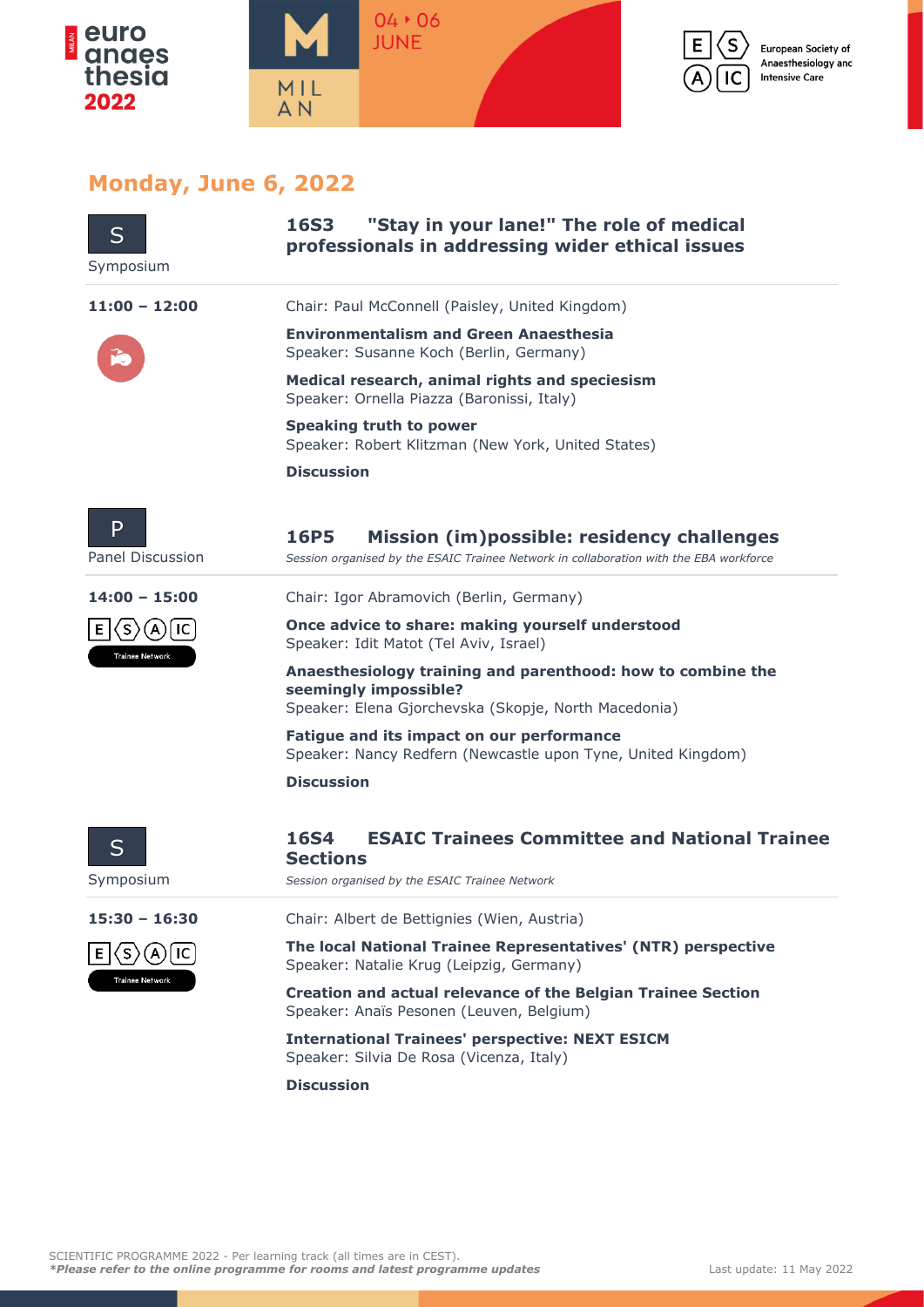## Monday, June 6, 2022

### 16S3 "Stay in your lane!" The role of medical professionals in addressing wider ethical issues

Symposium

**11:00 – 12:00**

Chair: Paul McConnell (Paisley, United Kingdom)

**Environmentalism and Green Anaesthesia**
Speaker: Susanne Koch (Berlin, Germany)

**Medical research, animal rights and speciesism**
Speaker: Ornella Piazza (Baronissi, Italy)

**Speaking truth to power**
Speaker: Robert Klitzman (New York, United States)

**Discussion**

### 16P5 Mission (im)possible: residency challenges

Panel Discussion

*Session organised by the ESAIC Trainee Network in collaboration with the EBA workforce*

**14:00 – 15:00**

Chair: Igor Abramovich (Berlin, Germany)

**Once advice to share: making yourself understood**
Speaker: Idit Matot (Tel Aviv, Israel)

**Anaesthesiology training and parenthood: how to combine the seemingly impossible?**
Speaker: Elena Gjorchevska (Skopje, North Macedonia)

**Fatigue and its impact on our performance**
Speaker: Nancy Redfern (Newcastle upon Tyne, United Kingdom)

**Discussion**

### 16S4 ESAIC Trainees Committee and National Trainee Sections

Symposium

*Session organised by the ESAIC Trainee Network*

**15:30 – 16:30**

Chair: Albert de Bettignies (Wien, Austria)

**The local National Trainee Representatives' (NTR) perspective**
Speaker: Natalie Krug (Leipzig, Germany)

**Creation and actual relevance of the Belgian Trainee Section**
Speaker: Anaïs Pesonen (Leuven, Belgium)

**International Trainees' perspective: NEXT ESICM**
Speaker: Silvia De Rosa (Vicenza, Italy)

**Discussion**